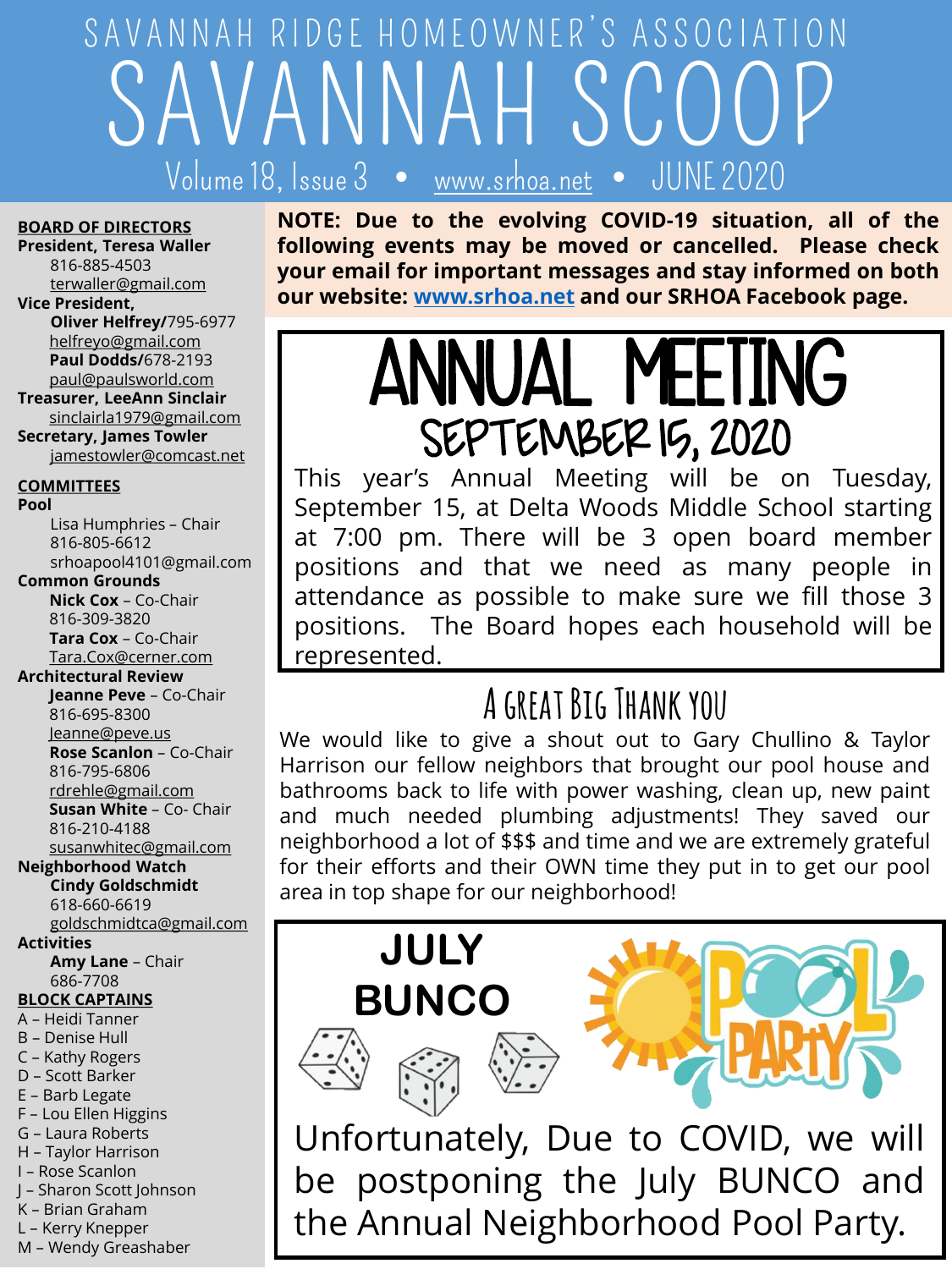SAVANNAH RIDGE HOMEOWNER'S ASSOCIATION

# SAVANNAH SCOOP

Volume 18, Issue 3 • www.srhoa.net • JUNE 2020

**BOARD OF DIRECTORS**

**President, Teresa Waller**
816-885-4503
terwaller@gmail.com

**Vice President,**
**Oliver Helfrey/**795-6977
helfreyo@gmail.com
**Paul Dodds/**678-2193
paul@paulsworld.com

**Treasurer, LeeAnn Sinclair**
sinclairla1979@gmail.com

**Secretary, James Towler**
jamestowler@comcast.net

**COMMITTEES**

**Pool**
Lisa Humphries – Chair
816-805-6612
srhoapool4101@gmail.com

**Common Grounds**
**Nick Cox** – Co-Chair
816-309-3820
**Tara Cox** – Co-Chair
Tara.Cox@cerner.com

**Architectural Review**
**Jeanne Peve** – Co-Chair
816-695-8300
Jeanne@peve.us
**Rose Scanlon** – Co-Chair
816-795-6806
rdrehle@gmail.com
**Susan White** – Co- Chair
816-210-4188
susanwhitec@gmail.com

**Neighborhood Watch**
**Cindy Goldschmidt**
618-660-6619
goldschmidtca@gmail.com

**Activities**
**Amy Lane** – Chair
686-7708

**BLOCK CAPTAINS**

A – Heidi Tanner
B – Denise Hull
C – Kathy Rogers
D – Scott Barker
E – Barb Legate
F – Lou Ellen Higgins
G – Laura Roberts
H – Taylor Harrison
I – Rose Scanlon
J – Sharon Scott Johnson
K – Brian Graham
L – Kerry Knepper
M – Wendy Greashaber

**NOTE: Due to the evolving COVID-19 situation, all of the following events may be moved or cancelled. Please check your email for important messages and stay informed on both our website: www.srhoa.net and our SRHOA Facebook page.**

## ANNUAL MEETING
### SEPTEMBER 15, 2020

This year's Annual Meeting will be on Tuesday, September 15, at Delta Woods Middle School starting at 7:00 pm. There will be 3 open board member positions and that we need as many people in attendance as possible to make sure we fill those 3 positions. The Board hopes each household will be represented.

## A GREAT BIG THANK YOU

We would like to give a shout out to Gary Chullino & Taylor Harrison our fellow neighbors that brought our pool house and bathrooms back to life with power washing, clean up, new paint and much needed plumbing adjustments! They saved our neighborhood a lot of $$$ and time and we are extremely grateful for their efforts and their OWN time they put in to get our pool area in top shape for our neighborhood!

## JULY BUNCO

POOL PARTY

Unfortunately, Due to COVID, we will be postponing the July BUNCO and the Annual Neighborhood Pool Party.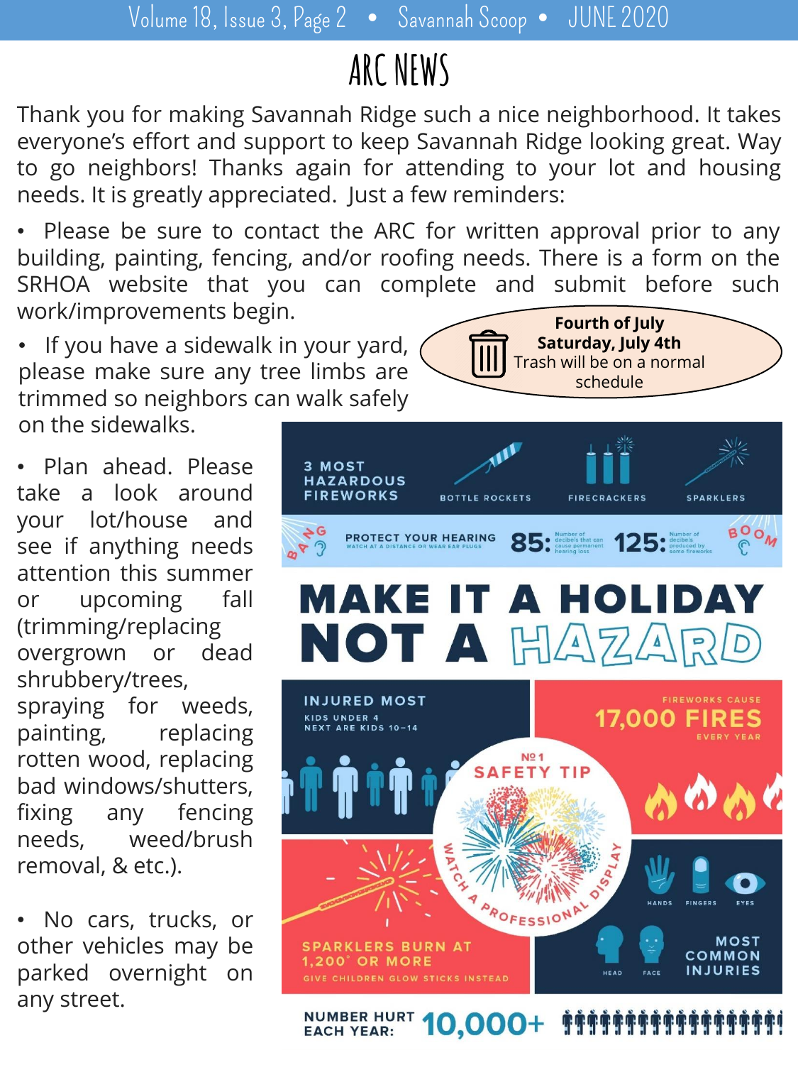# ARC NEWS

Thank you for making Savannah Ridge such a nice neighborhood. It takes everyone's effort and support to keep Savannah Ridge looking great. Way to go neighbors! Thanks again for attending to your lot and housing needs. It is greatly appreciated. Just a few reminders:

- Please be sure to contact the ARC for written approval prior to any building, painting, fencing, and/or roofing needs. There is a form on the SRHOA website that you can complete and submit before such work/improvements begin.
- If you have a sidewalk in your yard, please make sure any tree limbs are trimmed so neighbors can walk safely on the sidewalks.
- Plan ahead. Please take a look around your lot/house and see if anything needs attention this summer or upcoming fall (trimming/replacing overgrown or dead shrubbery/trees, spraying for weeds, painting, replacing rotten wood, replacing bad windows/shutters, fixing any fencing needs, weed/brush removal, & etc.).
- No cars, trucks, or other vehicles may be parked overnight on any street.

**Fourth of July**
**Saturday, July 4th**
Trash will be on a normal schedule

3 MOST HAZARDOUS FIREWORKS

BOTTLE ROCKETS

FIRECRACKERS

SPARKLERS

BANG

PROTECT YOUR HEARING

WATCH AT A DISTANCE OR WEAR EAR PLUGS

85: Number of decibels that can cause permanent hearing loss

125: Number of decibels produced by some fireworks

BOOM

MAKE IT A HOLIDAY NOT A HAZARD

INJURED MOST

KIDS UNDER 4

NEXT ARE KIDS 10–14

FIREWORKS CAUSE

17,000 FIRES

EVERY YEAR

№ 1 SAFETY TIP

WATCH A PROFESSIONAL DISPLAY

SPARKLERS BURN AT 1,200° OR MORE

GIVE CHILDREN GLOW STICKS INSTEAD

HANDS

FINGERS

EYES

HEAD

FACE

MOST COMMON INJURIES

NUMBER HURT EACH YEAR: 10,000+